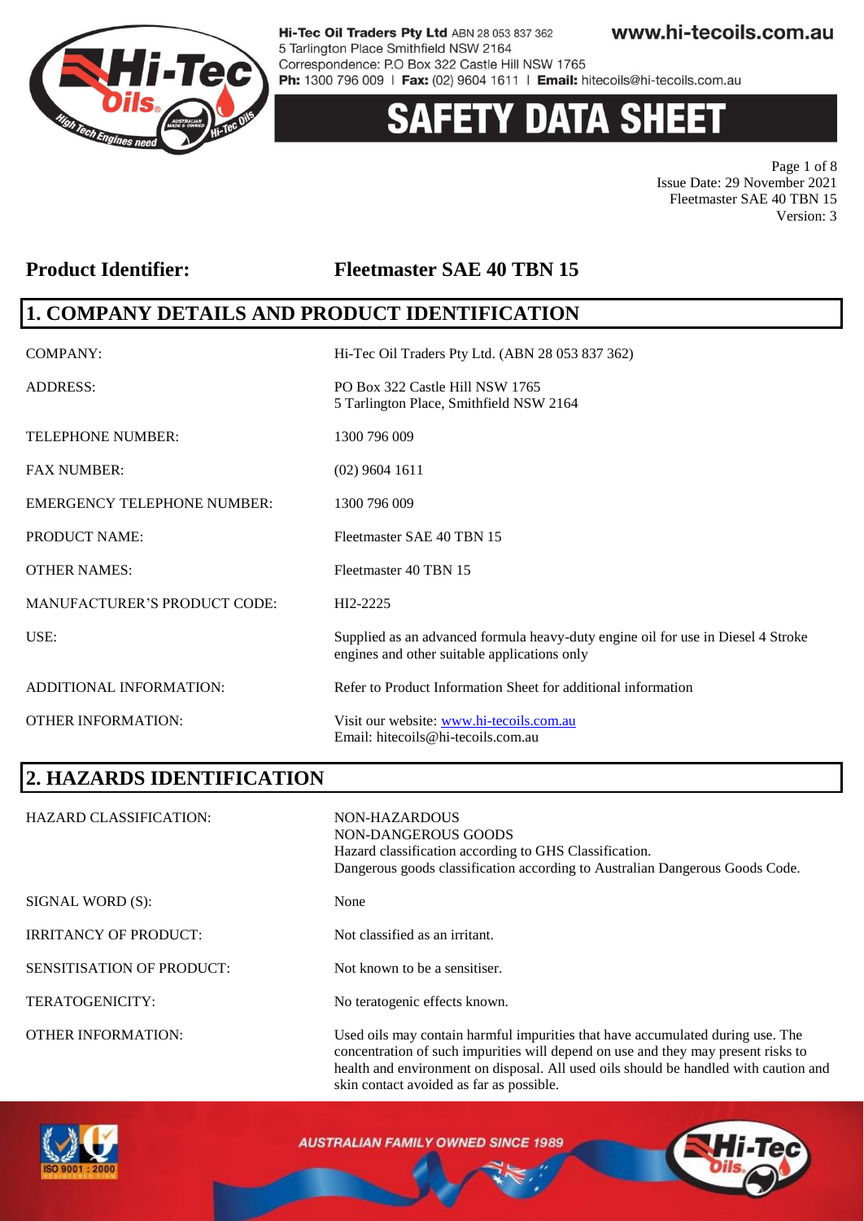# SAFETY DATA SHEET

**Product Identifier: Fleetmaster SAE 40 TBN 15**

## 1. COMPANY DETAILS AND PRODUCT IDENTIFICATION

| | |
|---|---|
| COMPANY: | Hi-Tec Oil Traders Pty Ltd. (ABN 28 053 837 362) |
| ADDRESS: | PO Box 322 Castle Hill NSW 1765<br>5 Tarlington Place, Smithfield NSW 2164 |
| TELEPHONE NUMBER: | 1300 796 009 |
| FAX NUMBER: | (02) 9604 1611 |
| EMERGENCY TELEPHONE NUMBER: | 1300 796 009 |
| PRODUCT NAME: | Fleetmaster SAE 40 TBN 15 |
| OTHER NAMES: | Fleetmaster 40 TBN 15 |
| MANUFACTURER'S PRODUCT CODE: | HI2-2225 |
| USE: | Supplied as an advanced formula heavy-duty engine oil for use in Diesel 4 Stroke engines and other suitable applications only |
| ADDITIONAL INFORMATION: | Refer to Product Information Sheet for additional information |
| OTHER INFORMATION: | Visit our website: www.hi-tecoils.com.au<br>Email: hitecoils@hi-tecoils.com.au |

## 2. HAZARDS IDENTIFICATION

| | |
|---|---|
| HAZARD CLASSIFICATION: | NON-HAZARDOUS<br>NON-DANGEROUS GOODS<br>Hazard classification according to GHS Classification.<br>Dangerous goods classification according to Australian Dangerous Goods Code. |
| SIGNAL WORD (S): | None |
| IRRITANCY OF PRODUCT: | Not classified as an irritant. |
| SENSITISATION OF PRODUCT: | Not known to be a sensitiser. |
| TERATOGENICITY: | No teratogenic effects known. |
| OTHER INFORMATION: | Used oils may contain harmful impurities that have accumulated during use. The concentration of such impurities will depend on use and they may present risks to health and environment on disposal. All used oils should be handled with caution and skin contact avoided as far as possible. |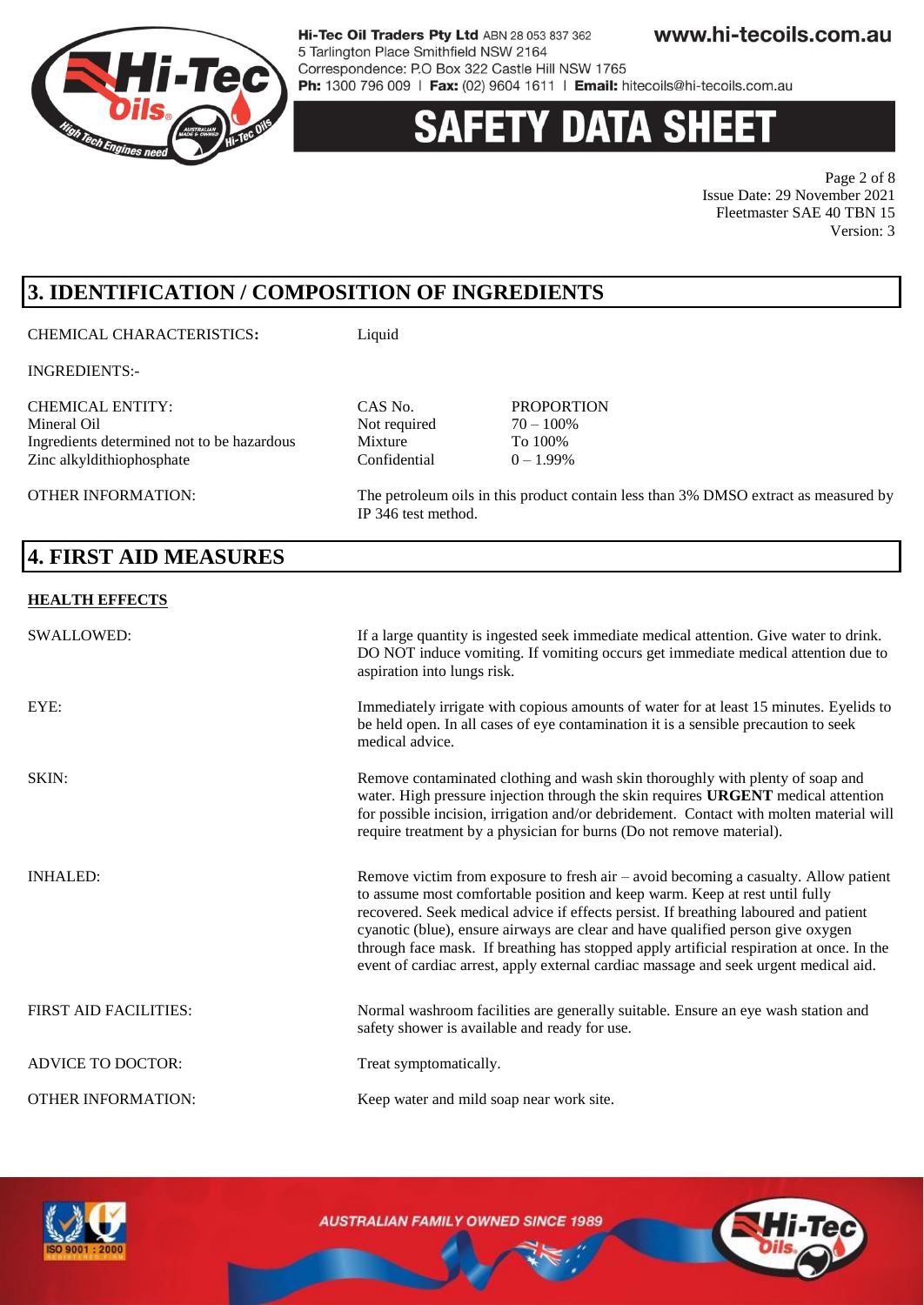## 3. IDENTIFICATION / COMPOSITION OF INGREDIENTS

CHEMICAL CHARACTERISTICS**:** Liquid

INGREDIENTS:-

| CHEMICAL ENTITY: | CAS No. | PROPORTION |
|---|---|---|
| Mineral Oil | Not required | 70 – 100% |
| Ingredients determined not to be hazardous | Mixture | To 100% |
| Zinc alkyldithiophosphate | Confidential | 0 – 1.99% |

OTHER INFORMATION: The petroleum oils in this product contain less than 3% DMSO extract as measured by IP 346 test method.

## 4. FIRST AID MEASURES

**HEALTH EFFECTS**

SWALLOWED: If a large quantity is ingested seek immediate medical attention. Give water to drink. DO NOT induce vomiting. If vomiting occurs get immediate medical attention due to aspiration into lungs risk.

EYE: Immediately irrigate with copious amounts of water for at least 15 minutes. Eyelids to be held open. In all cases of eye contamination it is a sensible precaution to seek medical advice.

SKIN: Remove contaminated clothing and wash skin thoroughly with plenty of soap and water. High pressure injection through the skin requires **URGENT** medical attention for possible incision, irrigation and/or debridement. Contact with molten material will require treatment by a physician for burns (Do not remove material).

INHALED: Remove victim from exposure to fresh air – avoid becoming a casualty. Allow patient to assume most comfortable position and keep warm. Keep at rest until fully recovered. Seek medical advice if effects persist. If breathing laboured and patient cyanotic (blue), ensure airways are clear and have qualified person give oxygen through face mask. If breathing has stopped apply artificial respiration at once. In the event of cardiac arrest, apply external cardiac massage and seek urgent medical aid.

FIRST AID FACILITIES: Normal washroom facilities are generally suitable. Ensure an eye wash station and safety shower is available and ready for use.

ADVICE TO DOCTOR: Treat symptomatically.

OTHER INFORMATION: Keep water and mild soap near work site.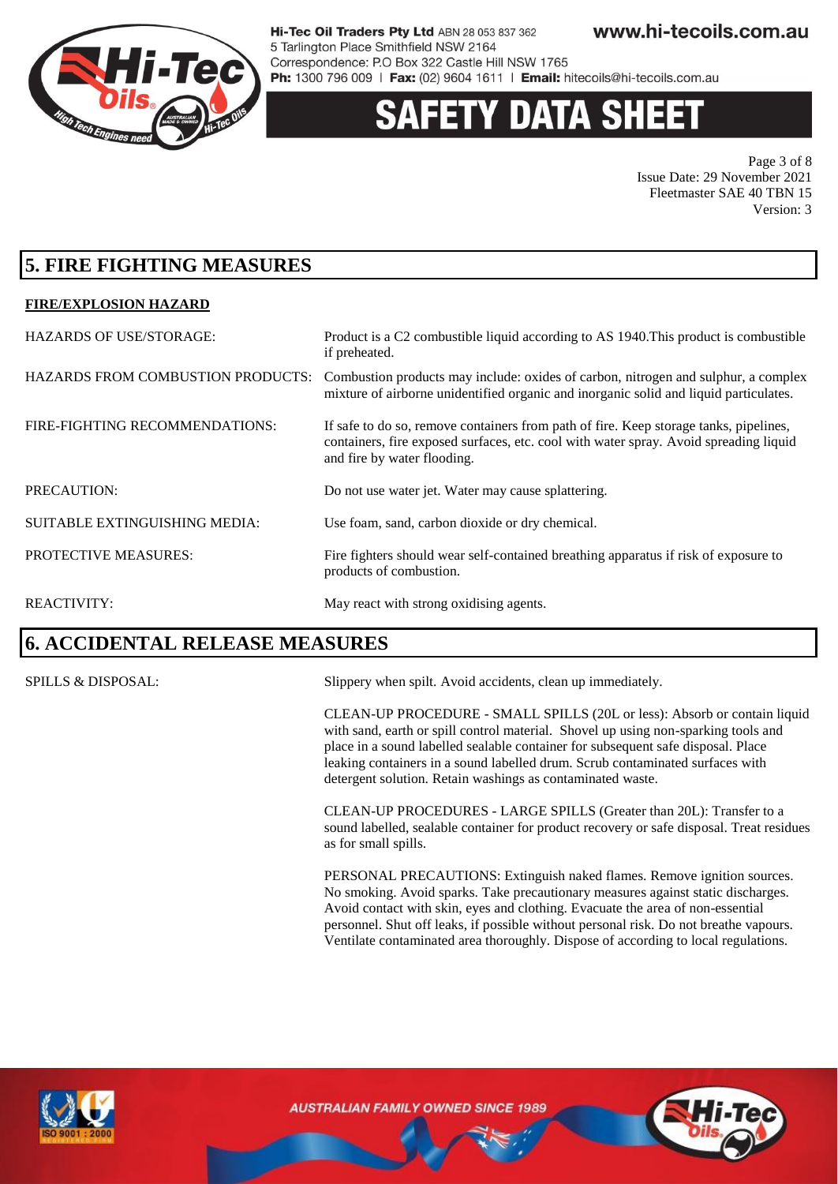## 5. FIRE FIGHTING MEASURES

### FIRE/EXPLOSION HAZARD

| | |
|---|---|
| HAZARDS OF USE/STORAGE: | Product is a C2 combustible liquid according to AS 1940.This product is combustible if preheated. |
| HAZARDS FROM COMBUSTION PRODUCTS: | Combustion products may include: oxides of carbon, nitrogen and sulphur, a complex mixture of airborne unidentified organic and inorganic solid and liquid particulates. |
| FIRE-FIGHTING RECOMMENDATIONS: | If safe to do so, remove containers from path of fire. Keep storage tanks, pipelines, containers, fire exposed surfaces, etc. cool with water spray. Avoid spreading liquid and fire by water flooding. |
| PRECAUTION: | Do not use water jet. Water may cause splattering. |
| SUITABLE EXTINGUISHING MEDIA: | Use foam, sand, carbon dioxide or dry chemical. |
| PROTECTIVE MEASURES: | Fire fighters should wear self-contained breathing apparatus if risk of exposure to products of combustion. |
| REACTIVITY: | May react with strong oxidising agents. |

## 6. ACCIDENTAL RELEASE MEASURES

SPILLS & DISPOSAL:

Slippery when spilt. Avoid accidents, clean up immediately.

CLEAN-UP PROCEDURE - SMALL SPILLS (20L or less): Absorb or contain liquid with sand, earth or spill control material. Shovel up using non-sparking tools and place in a sound labelled sealable container for subsequent safe disposal. Place leaking containers in a sound labelled drum. Scrub contaminated surfaces with detergent solution. Retain washings as contaminated waste.

CLEAN-UP PROCEDURES - LARGE SPILLS (Greater than 20L): Transfer to a sound labelled, sealable container for product recovery or safe disposal. Treat residues as for small spills.

PERSONAL PRECAUTIONS: Extinguish naked flames. Remove ignition sources. No smoking. Avoid sparks. Take precautionary measures against static discharges. Avoid contact with skin, eyes and clothing. Evacuate the area of non-essential personnel. Shut off leaks, if possible without personal risk. Do not breathe vapours. Ventilate contaminated area thoroughly. Dispose of according to local regulations.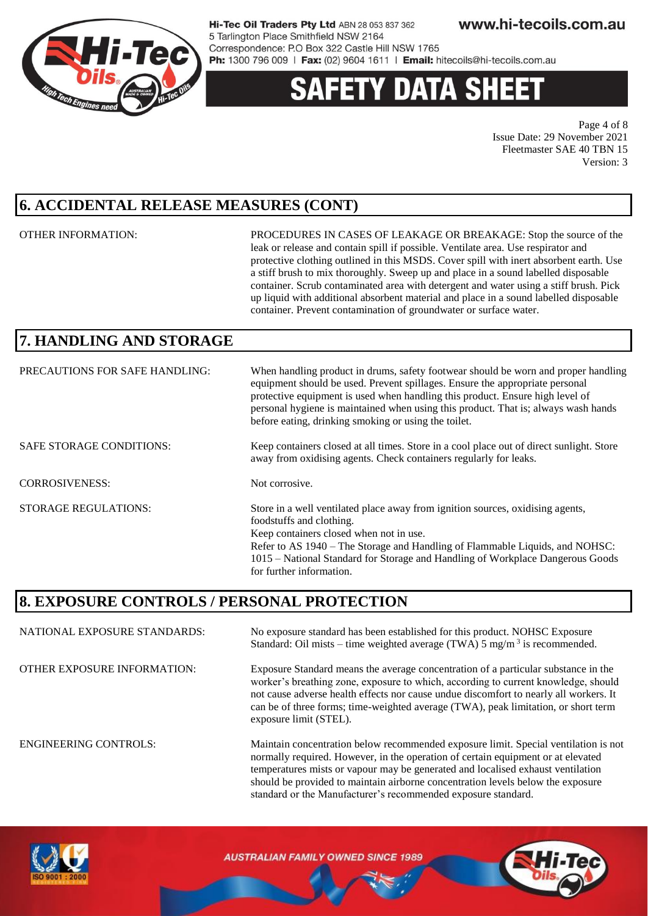## 6. ACCIDENTAL RELEASE MEASURES (CONT)

| | |
|---|---|
| OTHER INFORMATION: | PROCEDURES IN CASES OF LEAKAGE OR BREAKAGE: Stop the source of the leak or release and contain spill if possible. Ventilate area. Use respirator and protective clothing outlined in this MSDS. Cover spill with inert absorbent earth. Use a stiff brush to mix thoroughly. Sweep up and place in a sound labelled disposable container. Scrub contaminated area with detergent and water using a stiff brush. Pick up liquid with additional absorbent material and place in a sound labelled disposable container. Prevent contamination of groundwater or surface water. |

## 7. HANDLING AND STORAGE

| | |
|---|---|
| PRECAUTIONS FOR SAFE HANDLING: | When handling product in drums, safety footwear should be worn and proper handling equipment should be used. Prevent spillages. Ensure the appropriate personal protective equipment is used when handling this product. Ensure high level of personal hygiene is maintained when using this product. That is; always wash hands before eating, drinking smoking or using the toilet. |
| SAFE STORAGE CONDITIONS: | Keep containers closed at all times. Store in a cool place out of direct sunlight. Store away from oxidising agents. Check containers regularly for leaks. |
| CORROSIVENESS: | Not corrosive. |
| STORAGE REGULATIONS: | Store in a well ventilated place away from ignition sources, oxidising agents, foodstuffs and clothing. Keep containers closed when not in use. Refer to AS 1940 – The Storage and Handling of Flammable Liquids, and NOHSC: 1015 – National Standard for Storage and Handling of Workplace Dangerous Goods for further information. |

## 8. EXPOSURE CONTROLS / PERSONAL PROTECTION

| | |
|---|---|
| NATIONAL EXPOSURE STANDARDS: | No exposure standard has been established for this product. NOHSC Exposure Standard: Oil mists – time weighted average (TWA) 5 $mg/m^3$ is recommended. |
| OTHER EXPOSURE INFORMATION: | Exposure Standard means the average concentration of a particular substance in the worker's breathing zone, exposure to which, according to current knowledge, should not cause adverse health effects nor cause undue discomfort to nearly all workers. It can be of three forms; time-weighted average (TWA), peak limitation, or short term exposure limit (STEL). |
| ENGINEERING CONTROLS: | Maintain concentration below recommended exposure limit. Special ventilation is not normally required. However, in the operation of certain equipment or at elevated temperatures mists or vapour may be generated and localised exhaust ventilation should be provided to maintain airborne concentration levels below the exposure standard or the Manufacturer's recommended exposure standard. |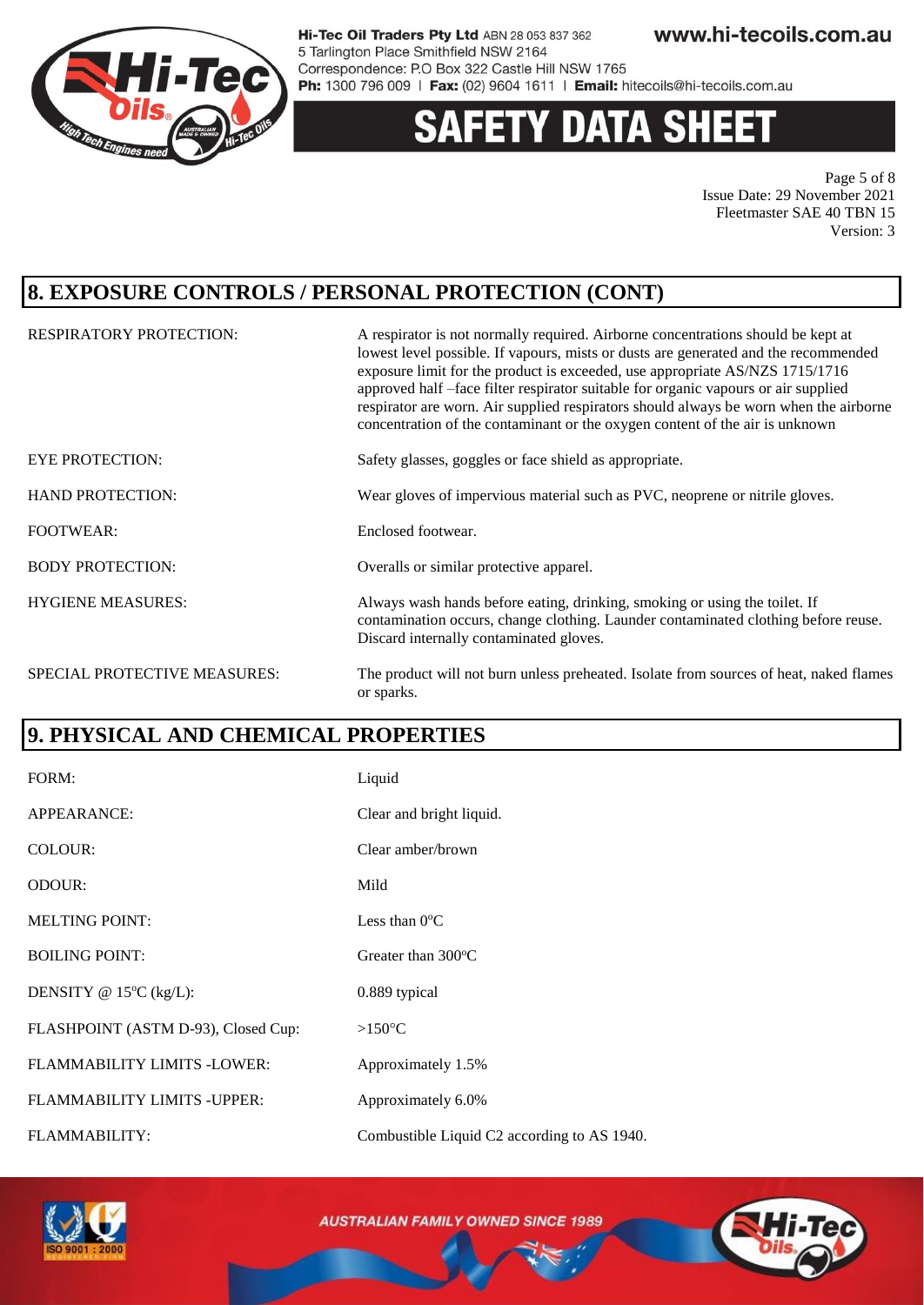## 8. EXPOSURE CONTROLS / PERSONAL PROTECTION (CONT)

| | |
|---|---|
| RESPIRATORY PROTECTION: | A respirator is not normally required. Airborne concentrations should be kept at lowest level possible. If vapours, mists or dusts are generated and the recommended exposure limit for the product is exceeded, use appropriate AS/NZS 1715/1716 approved half –face filter respirator suitable for organic vapours or air supplied respirator are worn. Air supplied respirators should always be worn when the airborne concentration of the contaminant or the oxygen content of the air is unknown |
| EYE PROTECTION: | Safety glasses, goggles or face shield as appropriate. |
| HAND PROTECTION: | Wear gloves of impervious material such as PVC, neoprene or nitrile gloves. |
| FOOTWEAR: | Enclosed footwear. |
| BODY PROTECTION: | Overalls or similar protective apparel. |
| HYGIENE MEASURES: | Always wash hands before eating, drinking, smoking or using the toilet. If contamination occurs, change clothing. Launder contaminated clothing before reuse. Discard internally contaminated gloves. |
| SPECIAL PROTECTIVE MEASURES: | The product will not burn unless preheated. Isolate from sources of heat, naked flames or sparks. |

## 9. PHYSICAL AND CHEMICAL PROPERTIES

| | |
|---|---|
| FORM: | Liquid |
| APPEARANCE: | Clear and bright liquid. |
| COLOUR: | Clear amber/brown |
| ODOUR: | Mild |
| MELTING POINT: | Less than 0°C |
| BOILING POINT: | Greater than 300°C |
| DENSITY @ 15°C (kg/L): | 0.889 typical |
| FLASHPOINT (ASTM D-93), Closed Cup: | >150°C |
| FLAMMABILITY LIMITS -LOWER: | Approximately 1.5% |
| FLAMMABILITY LIMITS -UPPER: | Approximately 6.0% |
| FLAMMABILITY: | Combustible Liquid C2 according to AS 1940. |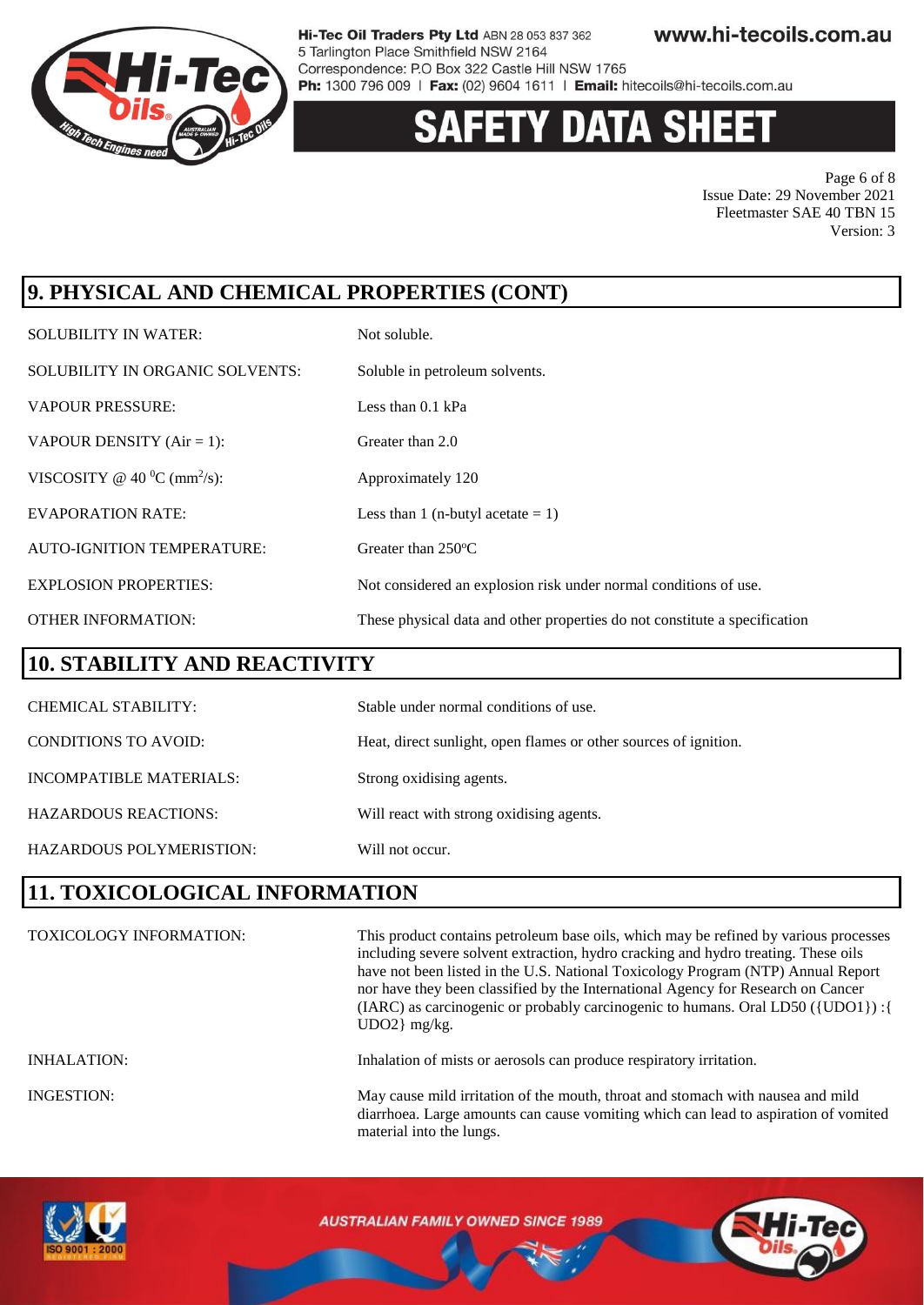## 9. PHYSICAL AND CHEMICAL PROPERTIES (CONT)

| | |
|---|---|
| SOLUBILITY IN WATER: | Not soluble. |
| SOLUBILITY IN ORGANIC SOLVENTS: | Soluble in petroleum solvents. |
| VAPOUR PRESSURE: | Less than 0.1 kPa |
| VAPOUR DENSITY (Air = 1): | Greater than 2.0 |
| VISCOSITY @ 40 $^0$C (mm$^2$/s): | Approximately 120 |
| EVAPORATION RATE: | Less than 1 (n-butyl acetate = 1) |
| AUTO-IGNITION TEMPERATURE: | Greater than 250$^o$C |
| EXPLOSION PROPERTIES: | Not considered an explosion risk under normal conditions of use. |
| OTHER INFORMATION: | These physical data and other properties do not constitute a specification |

## 10. STABILITY AND REACTIVITY

| | |
|---|---|
| CHEMICAL STABILITY: | Stable under normal conditions of use. |
| CONDITIONS TO AVOID: | Heat, direct sunlight, open flames or other sources of ignition. |
| INCOMPATIBLE MATERIALS: | Strong oxidising agents. |
| HAZARDOUS REACTIONS: | Will react with strong oxidising agents. |
| HAZARDOUS POLYMERISTION: | Will not occur. |

## 11. TOXICOLOGICAL INFORMATION

| | |
|---|---|
| TOXICOLOGY INFORMATION: | This product contains petroleum base oils, which may be refined by various processes including severe solvent extraction, hydro cracking and hydro treating. These oils have not been listed in the U.S. National Toxicology Program (NTP) Annual Report nor have they been classified by the International Agency for Research on Cancer (IARC) as carcinogenic or probably carcinogenic to humans. Oral LD50 ({UDO1}) :{ UDO2} mg/kg. |
| INHALATION: | Inhalation of mists or aerosols can produce respiratory irritation. |
| INGESTION: | May cause mild irritation of the mouth, throat and stomach with nausea and mild diarrhoea. Large amounts can cause vomiting which can lead to aspiration of vomited material into the lungs. |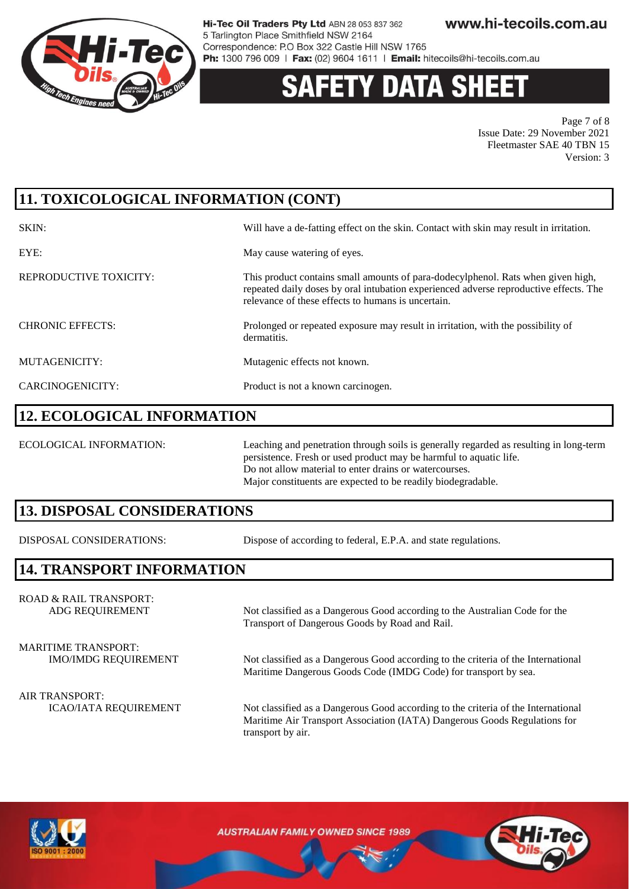## 11. TOXICOLOGICAL INFORMATION (CONT)

| | |
|---|---|
| SKIN: | Will have a de-fatting effect on the skin. Contact with skin may result in irritation. |
| EYE: | May cause watering of eyes. |
| REPRODUCTIVE TOXICITY: | This product contains small amounts of para-dodecylphenol. Rats when given high, repeated daily doses by oral intubation experienced adverse reproductive effects. The relevance of these effects to humans is uncertain. |
| CHRONIC EFFECTS: | Prolonged or repeated exposure may result in irritation, with the possibility of dermatitis. |
| MUTAGENICITY: | Mutagenic effects not known. |
| CARCINOGENICITY: | Product is not a known carcinogen. |

## 12. ECOLOGICAL INFORMATION

| | |
|---|---|
| ECOLOGICAL INFORMATION: | Leaching and penetration through soils is generally regarded as resulting in long-term persistence. Fresh or used product may be harmful to aquatic life.<br>Do not allow material to enter drains or watercourses.<br>Major constituents are expected to be readily biodegradable. |

## 13. DISPOSAL CONSIDERATIONS

| | |
|---|---|
| DISPOSAL CONSIDERATIONS: | Dispose of according to federal, E.P.A. and state regulations. |

## 14. TRANSPORT INFORMATION

| | |
|---|---|
| ROAD & RAIL TRANSPORT:<br>ADG REQUIREMENT | Not classified as a Dangerous Good according to the Australian Code for the Transport of Dangerous Goods by Road and Rail. |
| MARITIME TRANSPORT:<br>IMO/IMDG REQUIREMENT | Not classified as a Dangerous Good according to the criteria of the International Maritime Dangerous Goods Code (IMDG Code) for transport by sea. |
| AIR TRANSPORT:<br>ICAO/IATA REQUIREMENT | Not classified as a Dangerous Good according to the criteria of the International Maritime Air Transport Association (IATA) Dangerous Goods Regulations for transport by air. |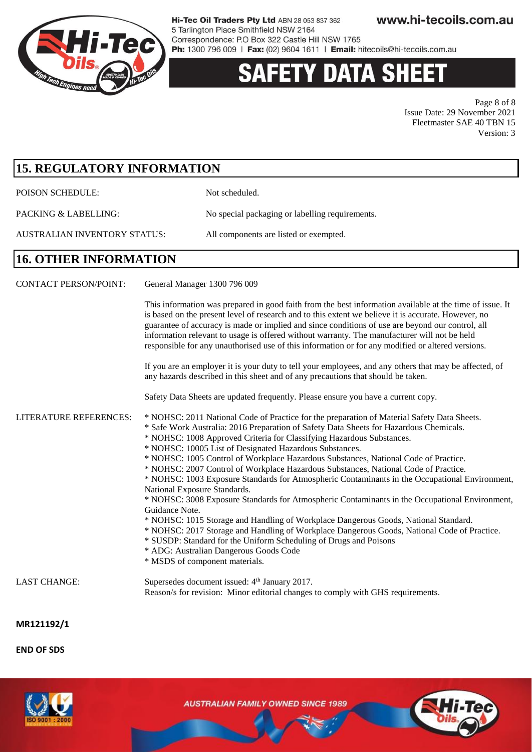## 15. REGULATORY INFORMATION

| | |
|---|---|
| POISON SCHEDULE: | Not scheduled. |
| PACKING & LABELLING: | No special packaging or labelling requirements. |
| AUSTRALIAN INVENTORY STATUS: | All components are listed or exempted. |

## 16. OTHER INFORMATION

CONTACT PERSON/POINT: General Manager 1300 796 009

This information was prepared in good faith from the best information available at the time of issue. It is based on the present level of research and to this extent we believe it is accurate. However, no guarantee of accuracy is made or implied and since conditions of use are beyond our control, all information relevant to usage is offered without warranty. The manufacturer will not be held responsible for any unauthorised use of this information or for any modified or altered versions.

If you are an employer it is your duty to tell your employees, and any others that may be affected, of any hazards described in this sheet and of any precautions that should be taken.

Safety Data Sheets are updated frequently. Please ensure you have a current copy.

LITERATURE REFERENCES:

* NOHSC: 2011 National Code of Practice for the preparation of Material Safety Data Sheets.
* Safe Work Australia: 2016 Preparation of Safety Data Sheets for Hazardous Chemicals.
* NOHSC: 1008 Approved Criteria for Classifying Hazardous Substances.
* NOHSC: 10005 List of Designated Hazardous Substances.
* NOHSC: 1005 Control of Workplace Hazardous Substances, National Code of Practice.
* NOHSC: 2007 Control of Workplace Hazardous Substances, National Code of Practice.
* NOHSC: 1003 Exposure Standards for Atmospheric Contaminants in the Occupational Environment, National Exposure Standards.
* NOHSC: 3008 Exposure Standards for Atmospheric Contaminants in the Occupational Environment, Guidance Note.
* NOHSC: 1015 Storage and Handling of Workplace Dangerous Goods, National Standard.
* NOHSC: 2017 Storage and Handling of Workplace Dangerous Goods, National Code of Practice.
* SUSDP: Standard for the Uniform Scheduling of Drugs and Poisons
* ADG: Australian Dangerous Goods Code
* MSDS of component materials.

LAST CHANGE: Supersedes document issued: 4th January 2017.
Reason/s for revision: Minor editorial changes to comply with GHS requirements.

**MR121192/1**

**END OF SDS**